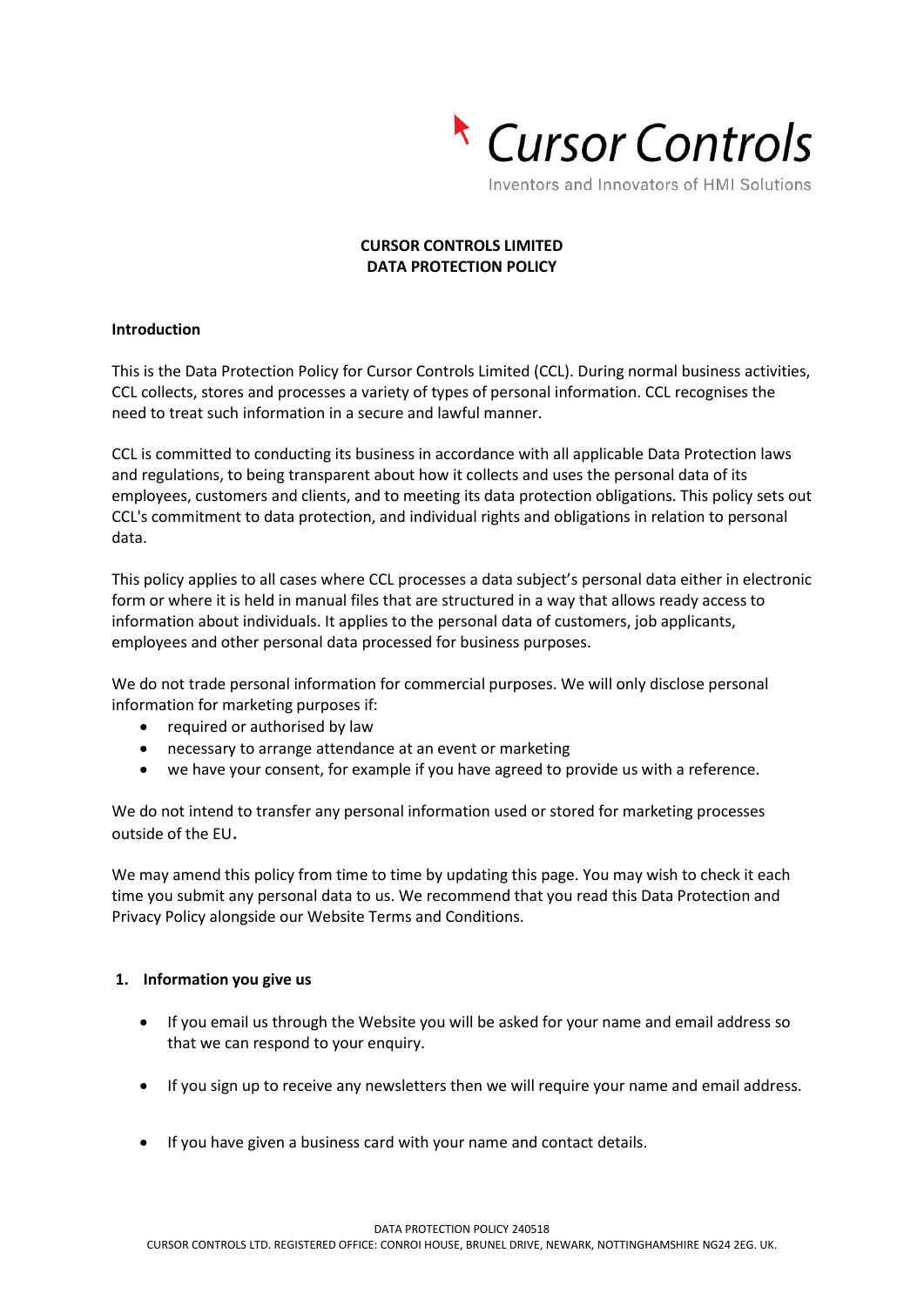Cursor Controls

Inventors and Innovators of HMI Solutions

**CURSOR CONTROLS LIMITED**
**DATA PROTECTION POLICY**

**Introduction**

This is the Data Protection Policy for Cursor Controls Limited (CCL). During normal business activities, CCL collects, stores and processes a variety of types of personal information. CCL recognises the need to treat such information in a secure and lawful manner.

CCL is committed to conducting its business in accordance with all applicable Data Protection laws and regulations, to being transparent about how it collects and uses the personal data of its employees, customers and clients, and to meeting its data protection obligations. This policy sets out CCL's commitment to data protection, and individual rights and obligations in relation to personal data.

This policy applies to all cases where CCL processes a data subject's personal data either in electronic form or where it is held in manual files that are structured in a way that allows ready access to information about individuals. It applies to the personal data of customers, job applicants, employees and other personal data processed for business purposes.

We do not trade personal information for commercial purposes. We will only disclose personal information for marketing purposes if:

- required or authorised by law
- necessary to arrange attendance at an event or marketing
- we have your consent, for example if you have agreed to provide us with a reference.

We do not intend to transfer any personal information used or stored for marketing processes outside of the EU.

We may amend this policy from time to time by updating this page. You may wish to check it each time you submit any personal data to us. We recommend that you read this Data Protection and Privacy Policy alongside our Website Terms and Conditions.

**1. Information you give us**

- If you email us through the Website you will be asked for your name and email address so that we can respond to your enquiry.
- If you sign up to receive any newsletters then we will require your name and email address.
- If you have given a business card with your name and contact details.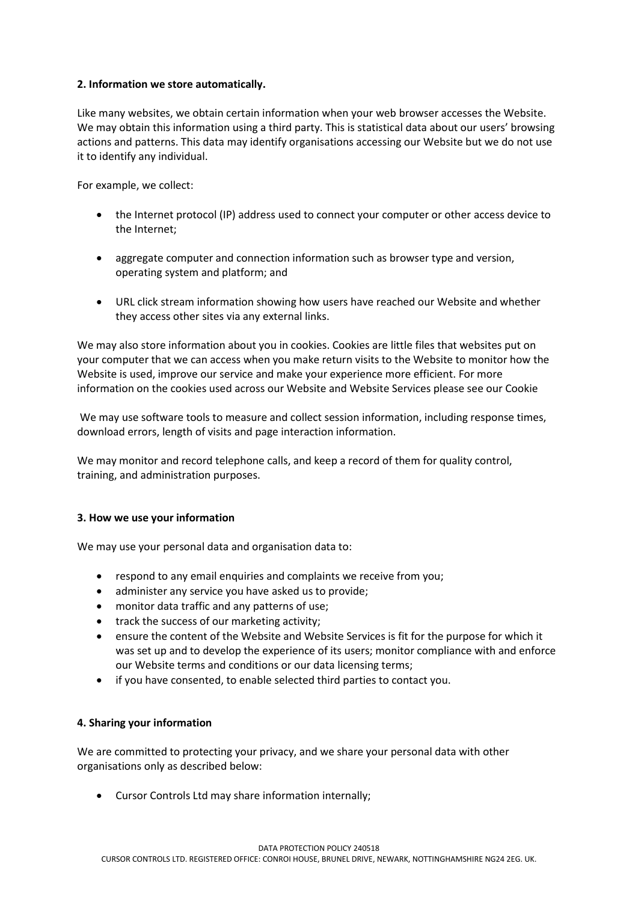**2. Information we store automatically.**

Like many websites, we obtain certain information when your web browser accesses the Website. We may obtain this information using a third party. This is statistical data about our users' browsing actions and patterns. This data may identify organisations accessing our Website but we do not use it to identify any individual.

For example, we collect:

- the Internet protocol (IP) address used to connect your computer or other access device to the Internet;
- aggregate computer and connection information such as browser type and version, operating system and platform; and
- URL click stream information showing how users have reached our Website and whether they access other sites via any external links.

We may also store information about you in cookies. Cookies are little files that websites put on your computer that we can access when you make return visits to the Website to monitor how the Website is used, improve our service and make your experience more efficient. For more information on the cookies used across our Website and Website Services please see our Cookie

We may use software tools to measure and collect session information, including response times, download errors, length of visits and page interaction information.

We may monitor and record telephone calls, and keep a record of them for quality control, training, and administration purposes.

**3. How we use your information**

We may use your personal data and organisation data to:

- respond to any email enquiries and complaints we receive from you;
- administer any service you have asked us to provide;
- monitor data traffic and any patterns of use;
- track the success of our marketing activity;
- ensure the content of the Website and Website Services is fit for the purpose for which it was set up and to develop the experience of its users; monitor compliance with and enforce our Website terms and conditions or our data licensing terms;
- if you have consented, to enable selected third parties to contact you.

**4. Sharing your information**

We are committed to protecting your privacy, and we share your personal data with other organisations only as described below:

- Cursor Controls Ltd may share information internally;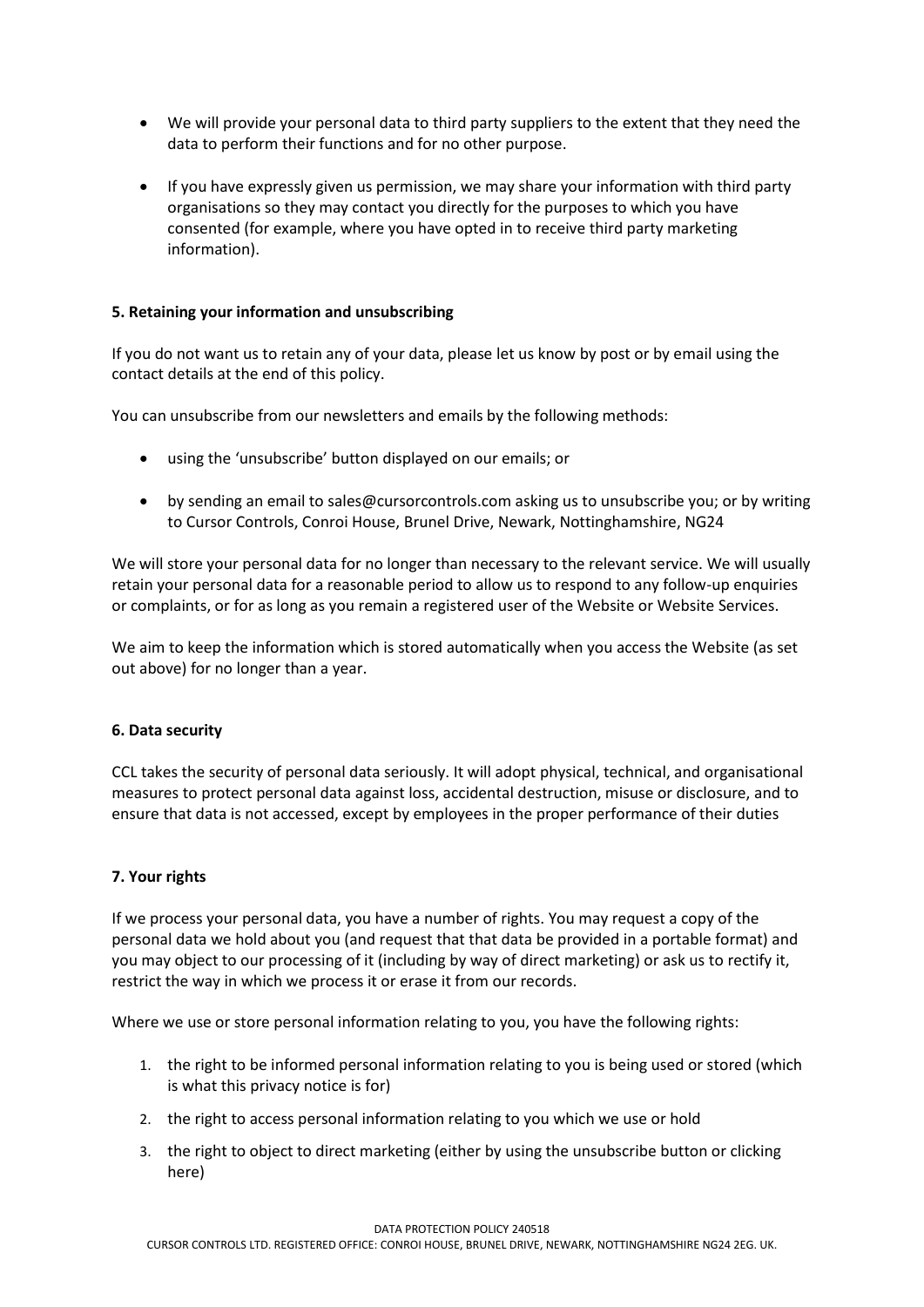- We will provide your personal data to third party suppliers to the extent that they need the data to perform their functions and for no other purpose.
- If you have expressly given us permission, we may share your information with third party organisations so they may contact you directly for the purposes to which you have consented (for example, where you have opted in to receive third party marketing information).

**5. Retaining your information and unsubscribing**

If you do not want us to retain any of your data, please let us know by post or by email using the contact details at the end of this policy.

You can unsubscribe from our newsletters and emails by the following methods:

- using the 'unsubscribe' button displayed on our emails; or
- by sending an email to sales@cursorcontrols.com asking us to unsubscribe you; or by writing to Cursor Controls, Conroi House, Brunel Drive, Newark, Nottinghamshire, NG24

We will store your personal data for no longer than necessary to the relevant service. We will usually retain your personal data for a reasonable period to allow us to respond to any follow-up enquiries or complaints, or for as long as you remain a registered user of the Website or Website Services.

We aim to keep the information which is stored automatically when you access the Website (as set out above) for no longer than a year.

**6. Data security**

CCL takes the security of personal data seriously. It will adopt physical, technical, and organisational measures to protect personal data against loss, accidental destruction, misuse or disclosure, and to ensure that data is not accessed, except by employees in the proper performance of their duties

**7. Your rights**

If we process your personal data, you have a number of rights. You may request a copy of the personal data we hold about you (and request that that data be provided in a portable format) and you may object to our processing of it (including by way of direct marketing) or ask us to rectify it, restrict the way in which we process it or erase it from our records.

Where we use or store personal information relating to you, you have the following rights:

1. the right to be informed personal information relating to you is being used or stored (which is what this privacy notice is for)
2. the right to access personal information relating to you which we use or hold
3. the right to object to direct marketing (either by using the unsubscribe button or clicking here)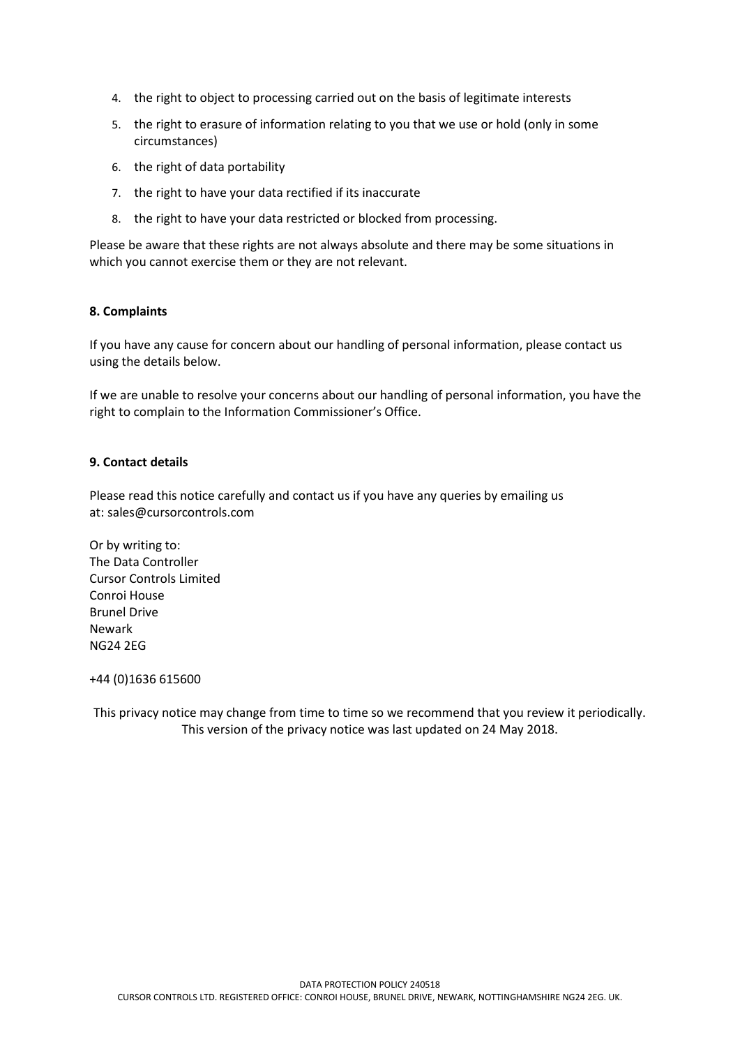4. the right to object to processing carried out on the basis of legitimate interests
5. the right to erasure of information relating to you that we use or hold (only in some circumstances)
6. the right of data portability
7. the right to have your data rectified if its inaccurate
8. the right to have your data restricted or blocked from processing.

Please be aware that these rights are not always absolute and there may be some situations in which you cannot exercise them or they are not relevant.

**8. Complaints**

If you have any cause for concern about our handling of personal information, please contact us using the details below.

If we are unable to resolve your concerns about our handling of personal information, you have the right to complain to the Information Commissioner's Office.

**9. Contact details**

Please read this notice carefully and contact us if you have any queries by emailing us at: sales@cursorcontrols.com

Or by writing to:
The Data Controller
Cursor Controls Limited
Conroi House
Brunel Drive
Newark
NG24 2EG

+44 (0)1636 615600

This privacy notice may change from time to time so we recommend that you review it periodically. This version of the privacy notice was last updated on 24 May 2018.